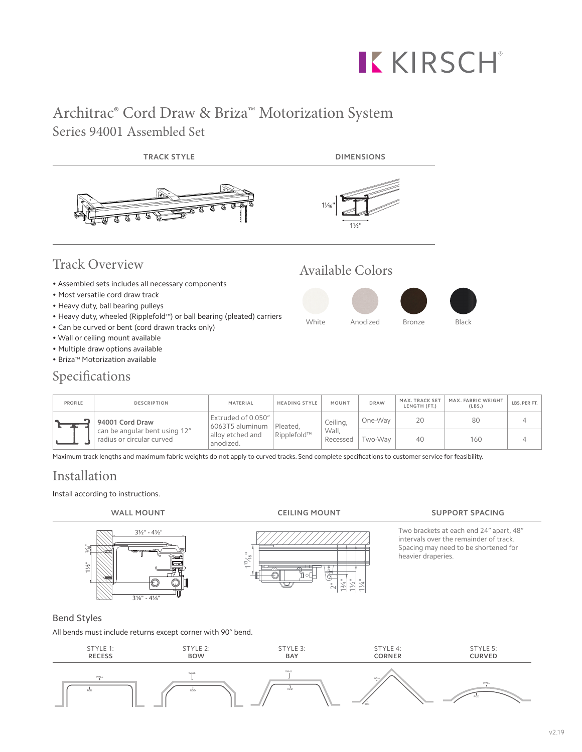KIRSCH®

# Architrac® Cord Draw & Briza™ Motorization System

## Series 94001 Assembled Set

**TRACK STYLE**

**DIMENSIONS**

1¹⁄₁₆"

1½"

## Track Overview

- Assembled sets includes all necessary components
- Most versatile cord draw track
- Heavy duty, ball bearing pulleys
- Heavy duty, wheeled (Ripplefold™) or ball bearing (pleated) carriers
- Can be curved or bent (cord drawn tracks only)
- Wall or ceiling mount available
- Multiple draw options available
- Briza™ Motorization available

## Available Colors

White | Anodized | Bronze | Black

## Specifications

| PROFILE | DESCRIPTION | MATERIAL | HEADING STYLE | MOUNT | DRAW | MAX. TRACK SET LENGTH (FT.) | MAX. FABRIC WEIGHT (LBS.) | LBS. PER FT. |
|---|---|---|---|---|---|---|---|---|
| | **94001 Cord Draw** can be angular bent using 12" radius or circular curved | Extruded of 0.050" 6063T5 aluminum alloy etched and anodized. | Pleated, Ripplefold™ | Ceiling, Wall, Recessed | One-Way | 20 | 80 | 4 |
| | | | | | Two-Way | 40 | 160 | 4 |

Maximum track lengths and maximum fabric weights do not apply to curved tracks. Send complete specifications to customer service for feasibility.

## Installation

Install according to instructions.

**WALL MOUNT**

3½" - 4½"

⁵⁄₁₆"

1½"

3⅛" - 4⅛"

**CEILING MOUNT**

1¹³⁄₁₆"

2" 1¾" 1½" 1¼"

**SUPPORT SPACING**

Two brackets at each end 24" apart, 48" intervals over the remainder of track. Spacing may need to be shortened for heavier draperies.

### Bend Styles

All bends must include returns except corner with 90° bend.

| STYLE 1: **RECESS** | STYLE 2: **BOW** | STYLE 3: **BAY** | STYLE 4: **CORNER** | STYLE 5: **CURVED** |
|---|---|---|---|---|
| WALL / ROD | WALL / ROD | WALL / ROD | WALL / ROD | WALL / ROD |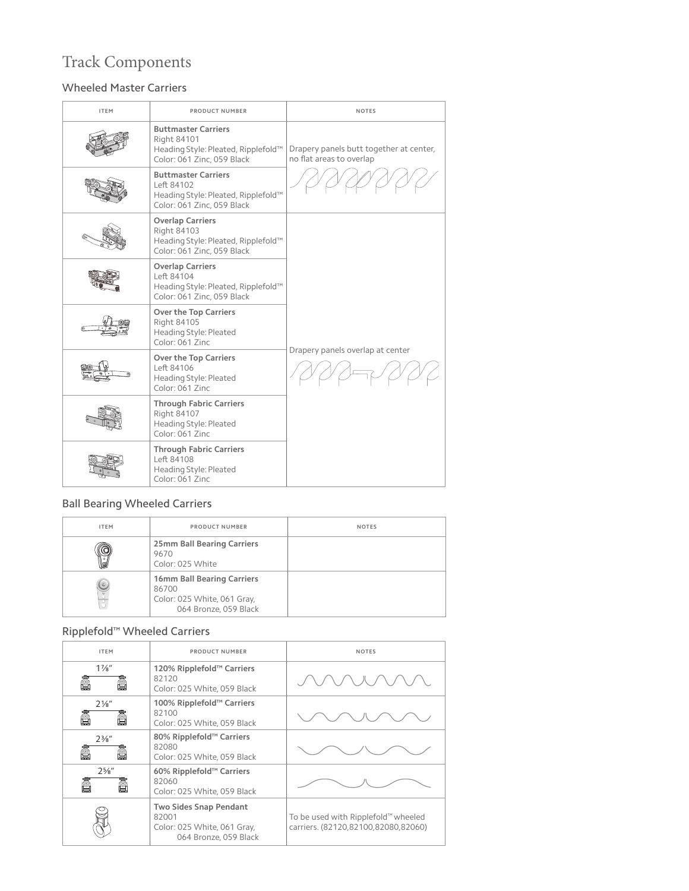# Track Components

## Wheeled Master Carriers

| ITEM | PRODUCT NUMBER | NOTES |
|---|---|---|
| | **Buttmaster Carriers**<br>Right 84101<br>Heading Style: Pleated, Ripplefold™<br>Color: 061 Zinc, 059 Black | Drapery panels butt together at center, no flat areas to overlap |
| | **Buttmaster Carriers**<br>Left 84102<br>Heading Style: Pleated, Ripplefold™<br>Color: 061 Zinc, 059 Black | |
| | **Overlap Carriers**<br>Right 84103<br>Heading Style: Pleated, Ripplefold™<br>Color: 061 Zinc, 059 Black | Drapery panels overlap at center |
| | **Overlap Carriers**<br>Left 84104<br>Heading Style: Pleated, Ripplefold™<br>Color: 061 Zinc, 059 Black | |
| | **Over the Top Carriers**<br>Right 84105<br>Heading Style: Pleated<br>Color: 061 Zinc | |
| | **Over the Top Carriers**<br>Left 84106<br>Heading Style: Pleated<br>Color: 061 Zinc | |
| | **Through Fabric Carriers**<br>Right 84107<br>Heading Style: Pleated<br>Color: 061 Zinc | |
| | **Through Fabric Carriers**<br>Left 84108<br>Heading Style: Pleated<br>Color: 061 Zinc | |

## Ball Bearing Wheeled Carriers

| ITEM | PRODUCT NUMBER | NOTES |
|---|---|---|
| | **25mm Ball Bearing Carriers**<br>9670<br>Color: 025 White | |
| | **16mm Ball Bearing Carriers**<br>86700<br>Color: 025 White, 061 Gray, 064 Bronze, 059 Black | |

## Ripplefold™ Wheeled Carriers

| ITEM | PRODUCT NUMBER | NOTES |
|---|---|---|
| 1⅞″ | **120% Ripplefold™ Carriers**<br>82120<br>Color: 025 White, 059 Black | |
| 2⅛″ | **100% Ripplefold™ Carriers**<br>82100<br>Color: 025 White, 059 Black | |
| 2⅜″ | **80% Ripplefold™ Carriers**<br>82080<br>Color: 025 White, 059 Black | |
| 2⅝″ | **60% Ripplefold™ Carriers**<br>82060<br>Color: 025 White, 059 Black | |
| | **Two Sides Snap Pendant**<br>82001<br>Color: 025 White, 061 Gray, 064 Bronze, 059 Black | To be used with Ripplefold™ wheeled carriers. (82120,82100,82080,82060) |